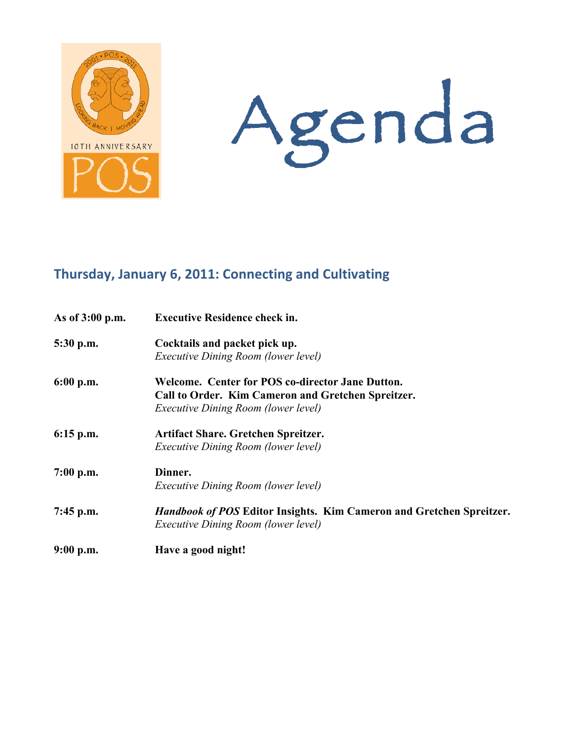# Agenda

## Thursday, January 6, 2011: Connecting and Cultivating

| | |
|---|---|
| **As of 3:00 p.m.** | **Executive Residence check in.** |
| **5:30 p.m.** | **Cocktails and packet pick up.**<br>*Executive Dining Room (lower level)* |
| **6:00 p.m.** | **Welcome. Center for POS co-director Jane Dutton.**<br>**Call to Order. Kim Cameron and Gretchen Spreitzer.**<br>*Executive Dining Room (lower level)* |
| **6:15 p.m.** | **Artifact Share. Gretchen Spreitzer.**<br>*Executive Dining Room (lower level)* |
| **7:00 p.m.** | **Dinner.**<br>*Executive Dining Room (lower level)* |
| **7:45 p.m.** | ***Handbook of POS* Editor Insights. Kim Cameron and Gretchen Spreitzer.**<br>*Executive Dining Room (lower level)* |
| **9:00 p.m.** | **Have a good night!** |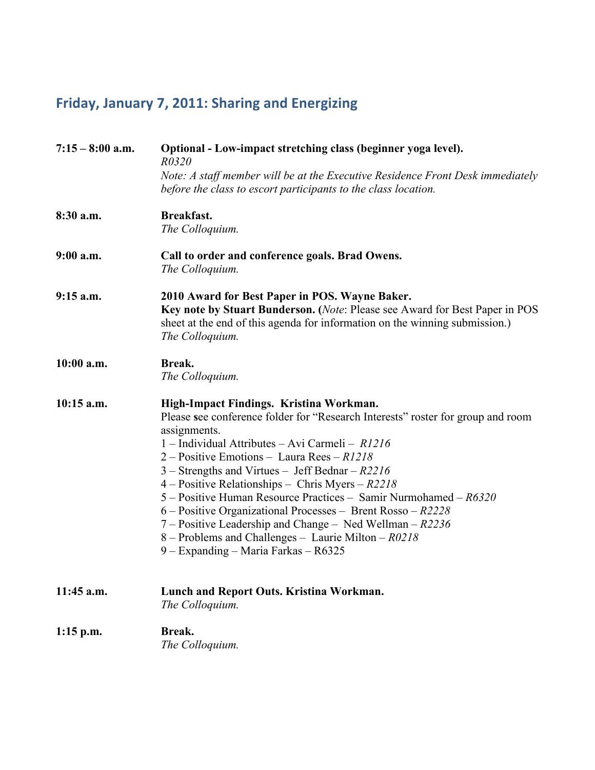## Friday, January 7, 2011: Sharing and Energizing

| | |
|---|---|
| **7:15 – 8:00 a.m.** | **Optional - Low-impact stretching class (beginner yoga level).**<br>*R0320*<br>*Note: A staff member will be at the Executive Residence Front Desk immediately before the class to escort participants to the class location.* |
| **8:30 a.m.** | **Breakfast.**<br>*The Colloquium.* |
| **9:00 a.m.** | **Call to order and conference goals. Brad Owens.**<br>*The Colloquium.* |
| **9:15 a.m.** | **2010 Award for Best Paper in POS. Wayne Baker.**<br>**Key note by Stuart Bunderson. (***Note*: Please see Award for Best Paper in POS sheet at the end of this agenda for information on the winning submission.)<br>*The Colloquium.* |
| **10:00 a.m.** | **Break.**<br>*The Colloquium.* |
| **10:15 a.m.** | **High-Impact Findings. Kristina Workman.**<br>Please **s**ee conference folder for "Research Interests" roster for group and room assignments.<br>1 – Individual Attributes – Avi Carmeli – *R1216*<br>2 – Positive Emotions – Laura Rees – *R1218*<br>3 – Strengths and Virtues – Jeff Bednar – *R2216*<br>4 – Positive Relationships – Chris Myers – *R2218*<br>5 – Positive Human Resource Practices – Samir Nurmohamed – *R6320*<br>6 – Positive Organizational Processes – Brent Rosso – *R2228*<br>7 – Positive Leadership and Change – Ned Wellman – *R2236*<br>8 – Problems and Challenges – Laurie Milton – *R0218*<br>9 – Expanding – Maria Farkas – R6325 |
| **11:45 a.m.** | **Lunch and Report Outs. Kristina Workman.**<br>*The Colloquium.* |
| **1:15 p.m.** | **Break.**<br>*The Colloquium.* |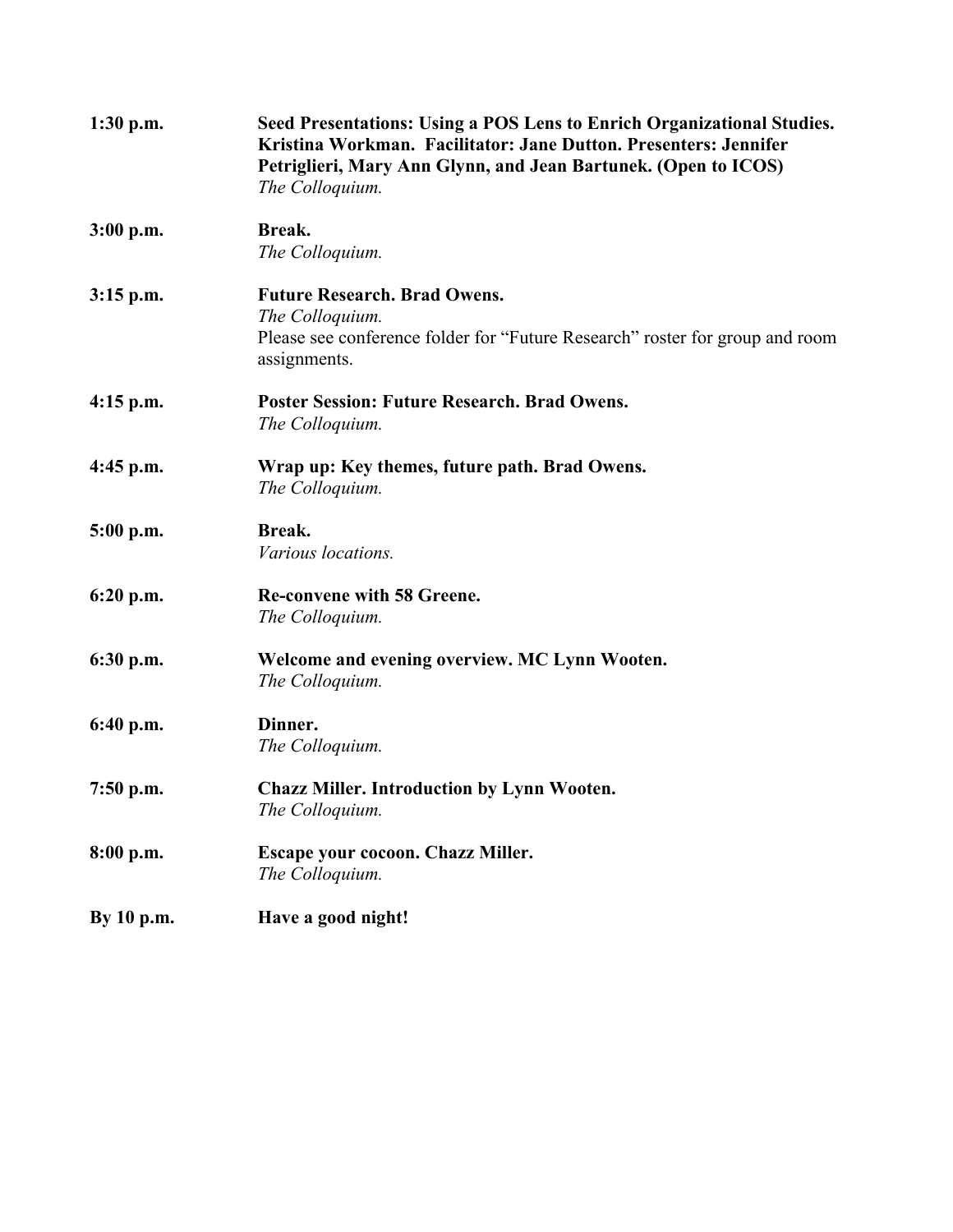**1:30 p.m.** **Seed Presentations: Using a POS Lens to Enrich Organizational Studies. Kristina Workman. Facilitator: Jane Dutton. Presenters: Jennifer Petriglieri, Mary Ann Glynn, and Jean Bartunek. (Open to ICOS)**
*The Colloquium.*

**3:00 p.m.** **Break.**
*The Colloquium.*

**3:15 p.m.** **Future Research. Brad Owens.**
*The Colloquium.*
Please see conference folder for "Future Research" roster for group and room assignments.

**4:15 p.m.** **Poster Session: Future Research. Brad Owens.**
*The Colloquium.*

**4:45 p.m.** **Wrap up: Key themes, future path. Brad Owens.**
*The Colloquium.*

**5:00 p.m.** **Break.**
*Various locations.*

**6:20 p.m.** **Re-convene with 58 Greene.**
*The Colloquium.*

**6:30 p.m.** **Welcome and evening overview. MC Lynn Wooten.**
*The Colloquium.*

**6:40 p.m.** **Dinner.**
*The Colloquium.*

**7:50 p.m.** **Chazz Miller. Introduction by Lynn Wooten.**
*The Colloquium.*

**8:00 p.m.** **Escape your cocoon. Chazz Miller.**
*The Colloquium.*

**By 10 p.m.** **Have a good night!**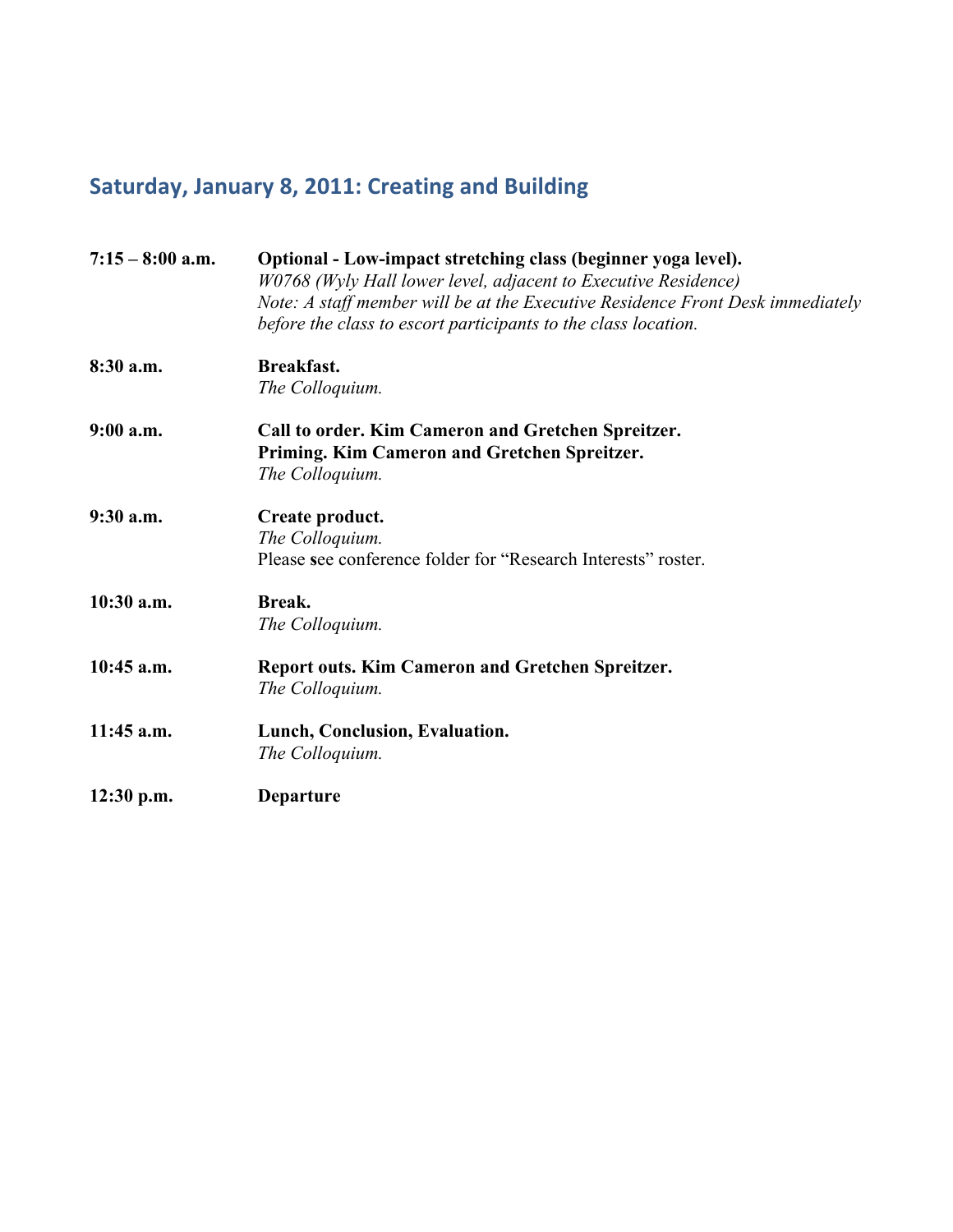## Saturday, January 8, 2011: Creating and Building

**7:15 – 8:00 a.m.** **Optional - Low-impact stretching class (beginner yoga level).**
*W0768 (Wyly Hall lower level, adjacent to Executive Residence)*
*Note: A staff member will be at the Executive Residence Front Desk immediately before the class to escort participants to the class location.*

**8:30 a.m.** **Breakfast.**
*The Colloquium.*

**9:00 a.m.** **Call to order. Kim Cameron and Gretchen Spreitzer.**
**Priming. Kim Cameron and Gretchen Spreitzer.**
*The Colloquium.*

**9:30 a.m.** **Create product.**
*The Colloquium.*
Please see conference folder for "Research Interests" roster.

**10:30 a.m.** **Break.**
*The Colloquium.*

**10:45 a.m.** **Report outs. Kim Cameron and Gretchen Spreitzer.**
*The Colloquium.*

**11:45 a.m.** **Lunch, Conclusion, Evaluation.**
*The Colloquium.*

**12:30 p.m.** **Departure**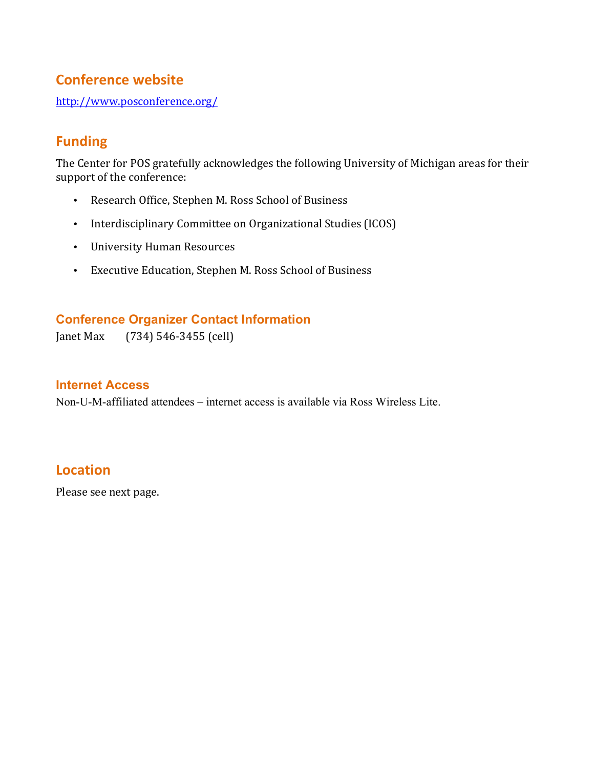## Conference website

http://www.posconference.org/

## Funding

The Center for POS gratefully acknowledges the following University of Michigan areas for their support of the conference:

- Research Office, Stephen M. Ross School of Business
- Interdisciplinary Committee on Organizational Studies (ICOS)
- University Human Resources
- Executive Education, Stephen M. Ross School of Business

## Conference Organizer Contact Information

Janet Max (734) 546-3455 (cell)

## Internet Access

Non-U-M-affiliated attendees – internet access is available via Ross Wireless Lite.

## Location

Please see next page.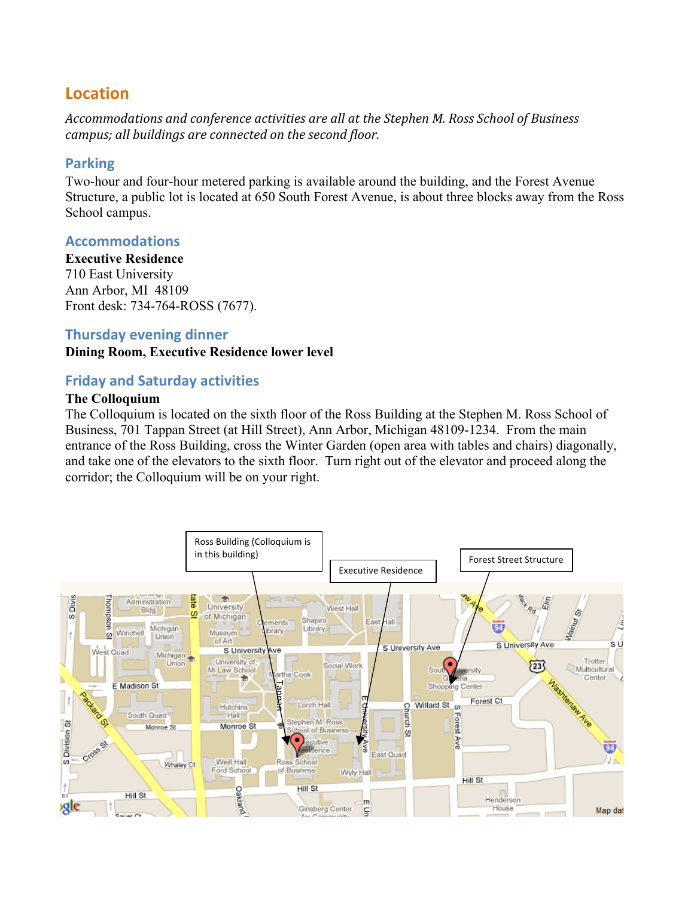## Location

*Accommodations and conference activities are all at the Stephen M. Ross School of Business campus; all buildings are connected on the second floor.*

### Parking

Two-hour and four-hour metered parking is available around the building, and the Forest Avenue Structure, a public lot is located at 650 South Forest Avenue, is about three blocks away from the Ross School campus.

### Accommodations

**Executive Residence**
710 East University
Ann Arbor, MI 48109
Front desk: 734-764-ROSS (7677).

### Thursday evening dinner

**Dining Room, Executive Residence lower level**

### Friday and Saturday activities

**The Colloquium**
The Colloquium is located on the sixth floor of the Ross Building at the Stephen M. Ross School of Business, 701 Tappan Street (at Hill Street), Ann Arbor, Michigan 48109-1234. From the main entrance of the Ross Building, cross the Winter Garden (open area with tables and chairs) diagonally, and take one of the elevators to the sixth floor. Turn right out of the elevator and proceed along the corridor; the Colloquium will be on your right.

Ross Building (Colloquium is in this building)

Executive Residence

Forest Street Structure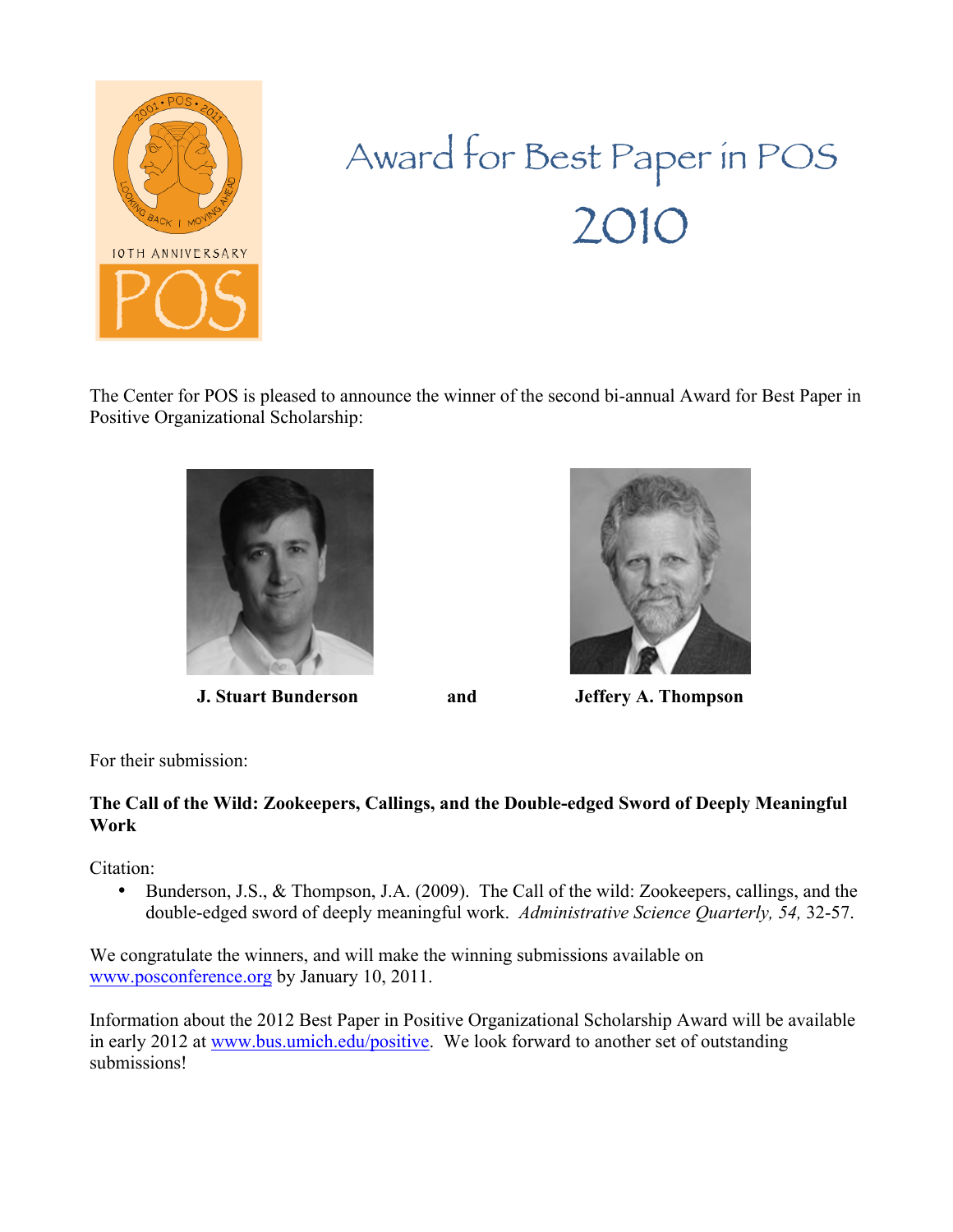# Award for Best Paper in POS 2010

The Center for POS is pleased to announce the winner of the second bi-annual Award for Best Paper in Positive Organizational Scholarship:

**J. Stuart Bunderson** **and** **Jeffery A. Thompson**

For their submission:

**The Call of the Wild: Zookeepers, Callings, and the Double-edged Sword of Deeply Meaningful Work**

Citation:

- Bunderson, J.S., & Thompson, J.A. (2009). The Call of the wild: Zookeepers, callings, and the double-edged sword of deeply meaningful work. *Administrative Science Quarterly, 54,* 32-57.

We congratulate the winners, and will make the winning submissions available on www.posconference.org by January 10, 2011.

Information about the 2012 Best Paper in Positive Organizational Scholarship Award will be available in early 2012 at www.bus.umich.edu/positive. We look forward to another set of outstanding submissions!